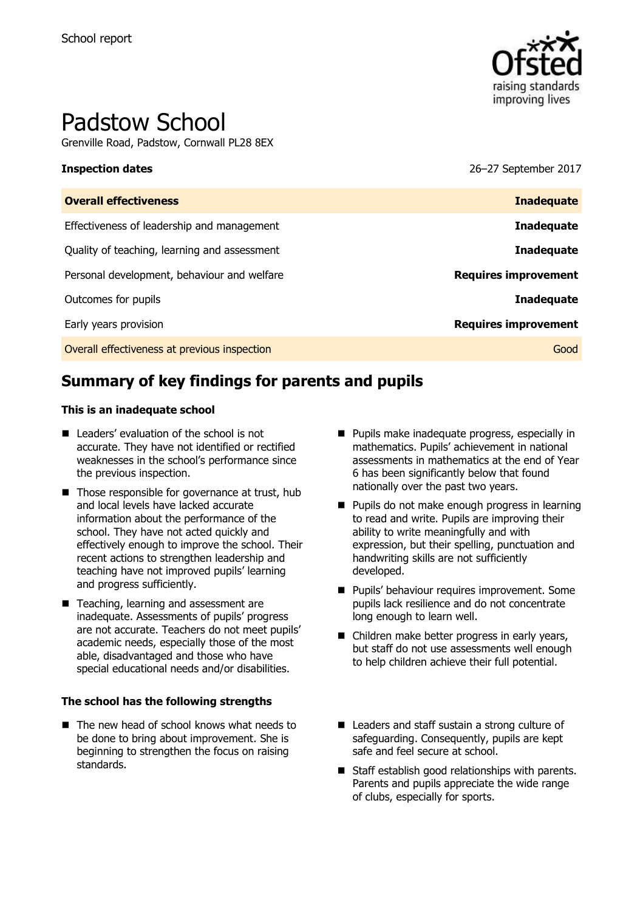School report

# Padstow School

Grenville Road, Padstow, Cornwall PL28 8EX

**Inspection dates** 26–27 September 2017

| **Overall effectiveness** | **Inadequate** |
| --- | --- |
| Effectiveness of leadership and management | **Inadequate** |
| Quality of teaching, learning and assessment | **Inadequate** |
| Personal development, behaviour and welfare | **Requires improvement** |
| Outcomes for pupils | **Inadequate** |
| Early years provision | **Requires improvement** |
| Overall effectiveness at previous inspection | Good |

## Summary of key findings for parents and pupils

### This is an inadequate school

- Leaders' evaluation of the school is not accurate. They have not identified or rectified weaknesses in the school's performance since the previous inspection.
- Those responsible for governance at trust, hub and local levels have lacked accurate information about the performance of the school. They have not acted quickly and effectively enough to improve the school. Their recent actions to strengthen leadership and teaching have not improved pupils' learning and progress sufficiently.
- Teaching, learning and assessment are inadequate. Assessments of pupils' progress are not accurate. Teachers do not meet pupils' academic needs, especially those of the most able, disadvantaged and those who have special educational needs and/or disabilities.
- Pupils make inadequate progress, especially in mathematics. Pupils' achievement in national assessments in mathematics at the end of Year 6 has been significantly below that found nationally over the past two years.
- Pupils do not make enough progress in learning to read and write. Pupils are improving their ability to write meaningfully and with expression, but their spelling, punctuation and handwriting skills are not sufficiently developed.
- Pupils' behaviour requires improvement. Some pupils lack resilience and do not concentrate long enough to learn well.
- Children make better progress in early years, but staff do not use assessments well enough to help children achieve their full potential.

### The school has the following strengths

- The new head of school knows what needs to be done to bring about improvement. She is beginning to strengthen the focus on raising standards.
- Leaders and staff sustain a strong culture of safeguarding. Consequently, pupils are kept safe and feel secure at school.
- Staff establish good relationships with parents. Parents and pupils appreciate the wide range of clubs, especially for sports.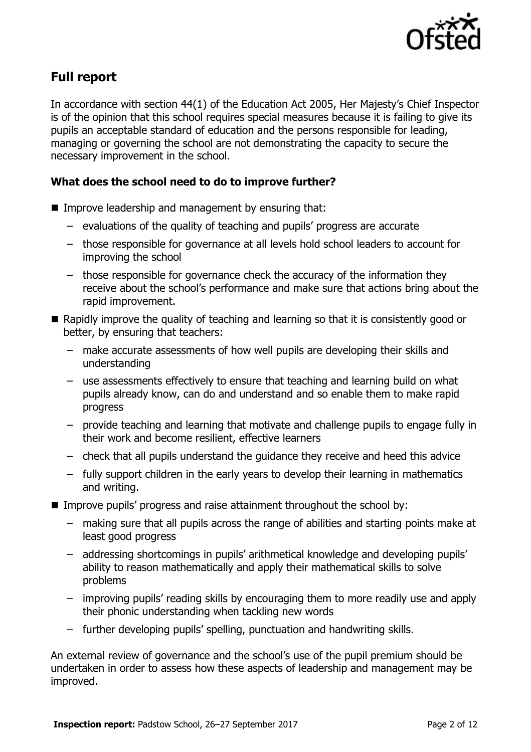## Full report

In accordance with section 44(1) of the Education Act 2005, Her Majesty's Chief Inspector is of the opinion that this school requires special measures because it is failing to give its pupils an acceptable standard of education and the persons responsible for leading, managing or governing the school are not demonstrating the capacity to secure the necessary improvement in the school.

### What does the school need to do to improve further?

- Improve leadership and management by ensuring that:
  - evaluations of the quality of teaching and pupils' progress are accurate
  - those responsible for governance at all levels hold school leaders to account for improving the school
  - those responsible for governance check the accuracy of the information they receive about the school's performance and make sure that actions bring about the rapid improvement.
- Rapidly improve the quality of teaching and learning so that it is consistently good or better, by ensuring that teachers:
  - make accurate assessments of how well pupils are developing their skills and understanding
  - use assessments effectively to ensure that teaching and learning build on what pupils already know, can do and understand and so enable them to make rapid progress
  - provide teaching and learning that motivate and challenge pupils to engage fully in their work and become resilient, effective learners
  - check that all pupils understand the guidance they receive and heed this advice
  - fully support children in the early years to develop their learning in mathematics and writing.
- Improve pupils' progress and raise attainment throughout the school by:
  - making sure that all pupils across the range of abilities and starting points make at least good progress
  - addressing shortcomings in pupils' arithmetical knowledge and developing pupils' ability to reason mathematically and apply their mathematical skills to solve problems
  - improving pupils' reading skills by encouraging them to more readily use and apply their phonic understanding when tackling new words
  - further developing pupils' spelling, punctuation and handwriting skills.

An external review of governance and the school's use of the pupil premium should be undertaken in order to assess how these aspects of leadership and management may be improved.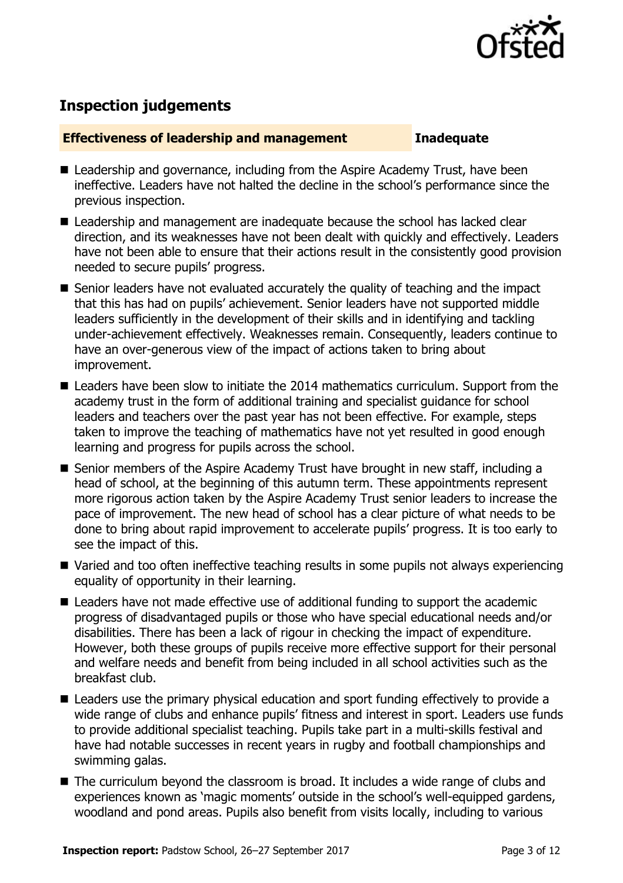## Inspection judgements

**Effectiveness of leadership and management** | **Inadequate**

- Leadership and governance, including from the Aspire Academy Trust, have been ineffective. Leaders have not halted the decline in the school's performance since the previous inspection.
- Leadership and management are inadequate because the school has lacked clear direction, and its weaknesses have not been dealt with quickly and effectively. Leaders have not been able to ensure that their actions result in the consistently good provision needed to secure pupils' progress.
- Senior leaders have not evaluated accurately the quality of teaching and the impact that this has had on pupils' achievement. Senior leaders have not supported middle leaders sufficiently in the development of their skills and in identifying and tackling under-achievement effectively. Weaknesses remain. Consequently, leaders continue to have an over-generous view of the impact of actions taken to bring about improvement.
- Leaders have been slow to initiate the 2014 mathematics curriculum. Support from the academy trust in the form of additional training and specialist guidance for school leaders and teachers over the past year has not been effective. For example, steps taken to improve the teaching of mathematics have not yet resulted in good enough learning and progress for pupils across the school.
- Senior members of the Aspire Academy Trust have brought in new staff, including a head of school, at the beginning of this autumn term. These appointments represent more rigorous action taken by the Aspire Academy Trust senior leaders to increase the pace of improvement. The new head of school has a clear picture of what needs to be done to bring about rapid improvement to accelerate pupils' progress. It is too early to see the impact of this.
- Varied and too often ineffective teaching results in some pupils not always experiencing equality of opportunity in their learning.
- Leaders have not made effective use of additional funding to support the academic progress of disadvantaged pupils or those who have special educational needs and/or disabilities. There has been a lack of rigour in checking the impact of expenditure. However, both these groups of pupils receive more effective support for their personal and welfare needs and benefit from being included in all school activities such as the breakfast club.
- Leaders use the primary physical education and sport funding effectively to provide a wide range of clubs and enhance pupils' fitness and interest in sport. Leaders use funds to provide additional specialist teaching. Pupils take part in a multi-skills festival and have had notable successes in recent years in rugby and football championships and swimming galas.
- The curriculum beyond the classroom is broad. It includes a wide range of clubs and experiences known as 'magic moments' outside in the school's well-equipped gardens, woodland and pond areas. Pupils also benefit from visits locally, including to various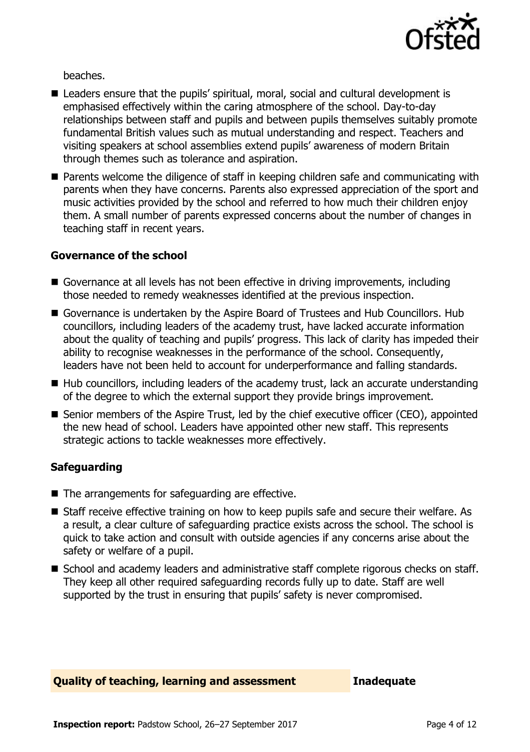beaches.

- Leaders ensure that the pupils' spiritual, moral, social and cultural development is emphasised effectively within the caring atmosphere of the school. Day-to-day relationships between staff and pupils and between pupils themselves suitably promote fundamental British values such as mutual understanding and respect. Teachers and visiting speakers at school assemblies extend pupils' awareness of modern Britain through themes such as tolerance and aspiration.
- Parents welcome the diligence of staff in keeping children safe and communicating with parents when they have concerns. Parents also expressed appreciation of the sport and music activities provided by the school and referred to how much their children enjoy them. A small number of parents expressed concerns about the number of changes in teaching staff in recent years.

### Governance of the school

- Governance at all levels has not been effective in driving improvements, including those needed to remedy weaknesses identified at the previous inspection.
- Governance is undertaken by the Aspire Board of Trustees and Hub Councillors. Hub councillors, including leaders of the academy trust, have lacked accurate information about the quality of teaching and pupils' progress. This lack of clarity has impeded their ability to recognise weaknesses in the performance of the school. Consequently, leaders have not been held to account for underperformance and falling standards.
- Hub councillors, including leaders of the academy trust, lack an accurate understanding of the degree to which the external support they provide brings improvement.
- Senior members of the Aspire Trust, led by the chief executive officer (CEO), appointed the new head of school. Leaders have appointed other new staff. This represents strategic actions to tackle weaknesses more effectively.

### Safeguarding

- The arrangements for safeguarding are effective.
- Staff receive effective training on how to keep pupils safe and secure their welfare. As a result, a clear culture of safeguarding practice exists across the school. The school is quick to take action and consult with outside agencies if any concerns arise about the safety or welfare of a pupil.
- School and academy leaders and administrative staff complete rigorous checks on staff. They keep all other required safeguarding records fully up to date. Staff are well supported by the trust in ensuring that pupils' safety is never compromised.

## Quality of teaching, learning and assessment — Inadequate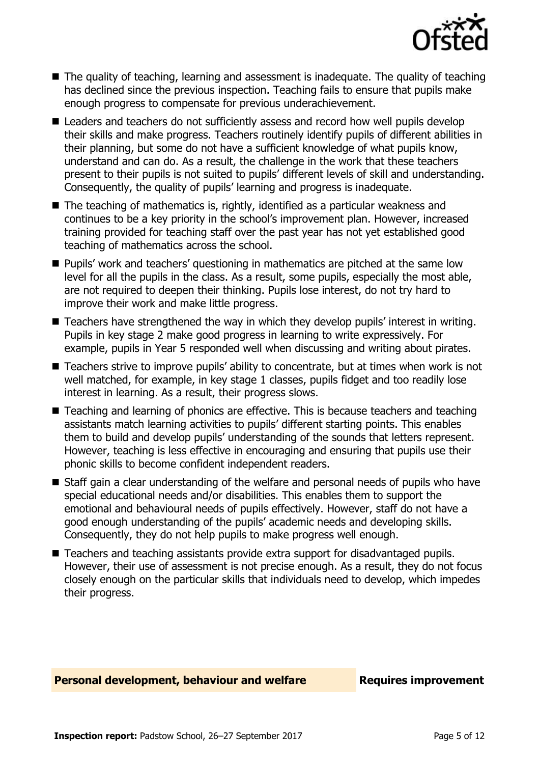- The quality of teaching, learning and assessment is inadequate. The quality of teaching has declined since the previous inspection. Teaching fails to ensure that pupils make enough progress to compensate for previous underachievement.
- Leaders and teachers do not sufficiently assess and record how well pupils develop their skills and make progress. Teachers routinely identify pupils of different abilities in their planning, but some do not have a sufficient knowledge of what pupils know, understand and can do. As a result, the challenge in the work that these teachers present to their pupils is not suited to pupils' different levels of skill and understanding. Consequently, the quality of pupils' learning and progress is inadequate.
- The teaching of mathematics is, rightly, identified as a particular weakness and continues to be a key priority in the school's improvement plan. However, increased training provided for teaching staff over the past year has not yet established good teaching of mathematics across the school.
- Pupils' work and teachers' questioning in mathematics are pitched at the same low level for all the pupils in the class. As a result, some pupils, especially the most able, are not required to deepen their thinking. Pupils lose interest, do not try hard to improve their work and make little progress.
- Teachers have strengthened the way in which they develop pupils' interest in writing. Pupils in key stage 2 make good progress in learning to write expressively. For example, pupils in Year 5 responded well when discussing and writing about pirates.
- Teachers strive to improve pupils' ability to concentrate, but at times when work is not well matched, for example, in key stage 1 classes, pupils fidget and too readily lose interest in learning. As a result, their progress slows.
- Teaching and learning of phonics are effective. This is because teachers and teaching assistants match learning activities to pupils' different starting points. This enables them to build and develop pupils' understanding of the sounds that letters represent. However, teaching is less effective in encouraging and ensuring that pupils use their phonic skills to become confident independent readers.
- Staff gain a clear understanding of the welfare and personal needs of pupils who have special educational needs and/or disabilities. This enables them to support the emotional and behavioural needs of pupils effectively. However, staff do not have a good enough understanding of the pupils' academic needs and developing skills. Consequently, they do not help pupils to make progress well enough.
- Teachers and teaching assistants provide extra support for disadvantaged pupils. However, their use of assessment is not precise enough. As a result, they do not focus closely enough on the particular skills that individuals need to develop, which impedes their progress.

## Personal development, behaviour and welfare — Requires improvement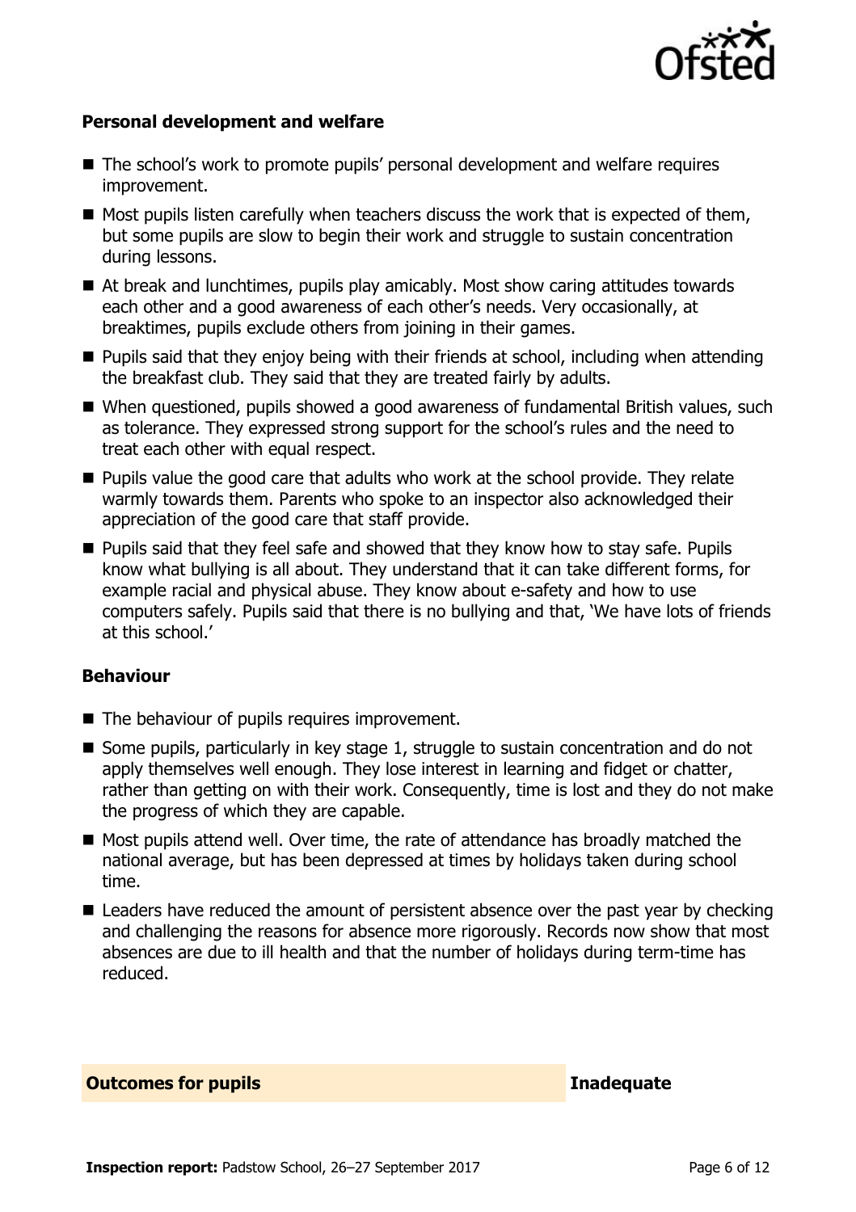### Personal development and welfare

- The school's work to promote pupils' personal development and welfare requires improvement.
- Most pupils listen carefully when teachers discuss the work that is expected of them, but some pupils are slow to begin their work and struggle to sustain concentration during lessons.
- At break and lunchtimes, pupils play amicably. Most show caring attitudes towards each other and a good awareness of each other's needs. Very occasionally, at breaktimes, pupils exclude others from joining in their games.
- Pupils said that they enjoy being with their friends at school, including when attending the breakfast club. They said that they are treated fairly by adults.
- When questioned, pupils showed a good awareness of fundamental British values, such as tolerance. They expressed strong support for the school's rules and the need to treat each other with equal respect.
- Pupils value the good care that adults who work at the school provide. They relate warmly towards them. Parents who spoke to an inspector also acknowledged their appreciation of the good care that staff provide.
- Pupils said that they feel safe and showed that they know how to stay safe. Pupils know what bullying is all about. They understand that it can take different forms, for example racial and physical abuse. They know about e-safety and how to use computers safely. Pupils said that there is no bullying and that, 'We have lots of friends at this school.'

### Behaviour

- The behaviour of pupils requires improvement.
- Some pupils, particularly in key stage 1, struggle to sustain concentration and do not apply themselves well enough. They lose interest in learning and fidget or chatter, rather than getting on with their work. Consequently, time is lost and they do not make the progress of which they are capable.
- Most pupils attend well. Over time, the rate of attendance has broadly matched the national average, but has been depressed at times by holidays taken during school time.
- Leaders have reduced the amount of persistent absence over the past year by checking and challenging the reasons for absence more rigorously. Records now show that most absences are due to ill health and that the number of holidays during term-time has reduced.

| **Outcomes for pupils** | **Inadequate** |
| --- | --- |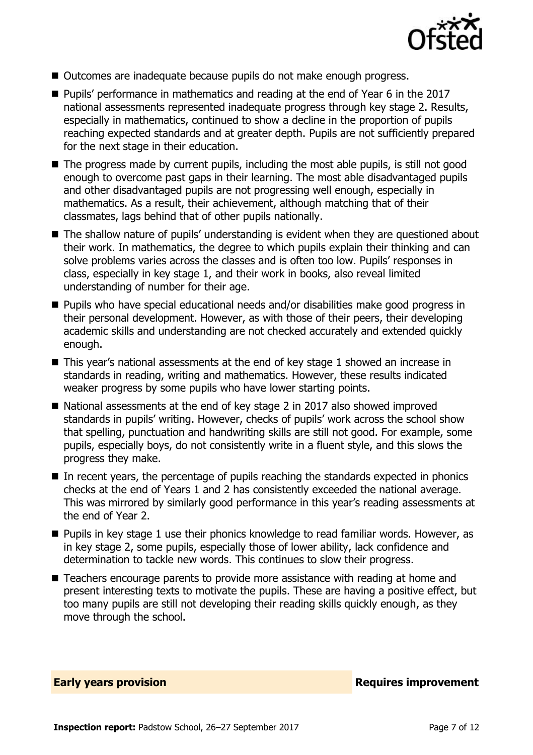- Outcomes are inadequate because pupils do not make enough progress.
- Pupils' performance in mathematics and reading at the end of Year 6 in the 2017 national assessments represented inadequate progress through key stage 2. Results, especially in mathematics, continued to show a decline in the proportion of pupils reaching expected standards and at greater depth. Pupils are not sufficiently prepared for the next stage in their education.
- The progress made by current pupils, including the most able pupils, is still not good enough to overcome past gaps in their learning. The most able disadvantaged pupils and other disadvantaged pupils are not progressing well enough, especially in mathematics. As a result, their achievement, although matching that of their classmates, lags behind that of other pupils nationally.
- The shallow nature of pupils' understanding is evident when they are questioned about their work. In mathematics, the degree to which pupils explain their thinking and can solve problems varies across the classes and is often too low. Pupils' responses in class, especially in key stage 1, and their work in books, also reveal limited understanding of number for their age.
- Pupils who have special educational needs and/or disabilities make good progress in their personal development. However, as with those of their peers, their developing academic skills and understanding are not checked accurately and extended quickly enough.
- This year's national assessments at the end of key stage 1 showed an increase in standards in reading, writing and mathematics. However, these results indicated weaker progress by some pupils who have lower starting points.
- National assessments at the end of key stage 2 in 2017 also showed improved standards in pupils' writing. However, checks of pupils' work across the school show that spelling, punctuation and handwriting skills are still not good. For example, some pupils, especially boys, do not consistently write in a fluent style, and this slows the progress they make.
- In recent years, the percentage of pupils reaching the standards expected in phonics checks at the end of Years 1 and 2 has consistently exceeded the national average. This was mirrored by similarly good performance in this year's reading assessments at the end of Year 2.
- Pupils in key stage 1 use their phonics knowledge to read familiar words. However, as in key stage 2, some pupils, especially those of lower ability, lack confidence and determination to tackle new words. This continues to slow their progress.
- Teachers encourage parents to provide more assistance with reading at home and present interesting texts to motivate the pupils. These are having a positive effect, but too many pupils are still not developing their reading skills quickly enough, as they move through the school.

## Early years provision — Requires improvement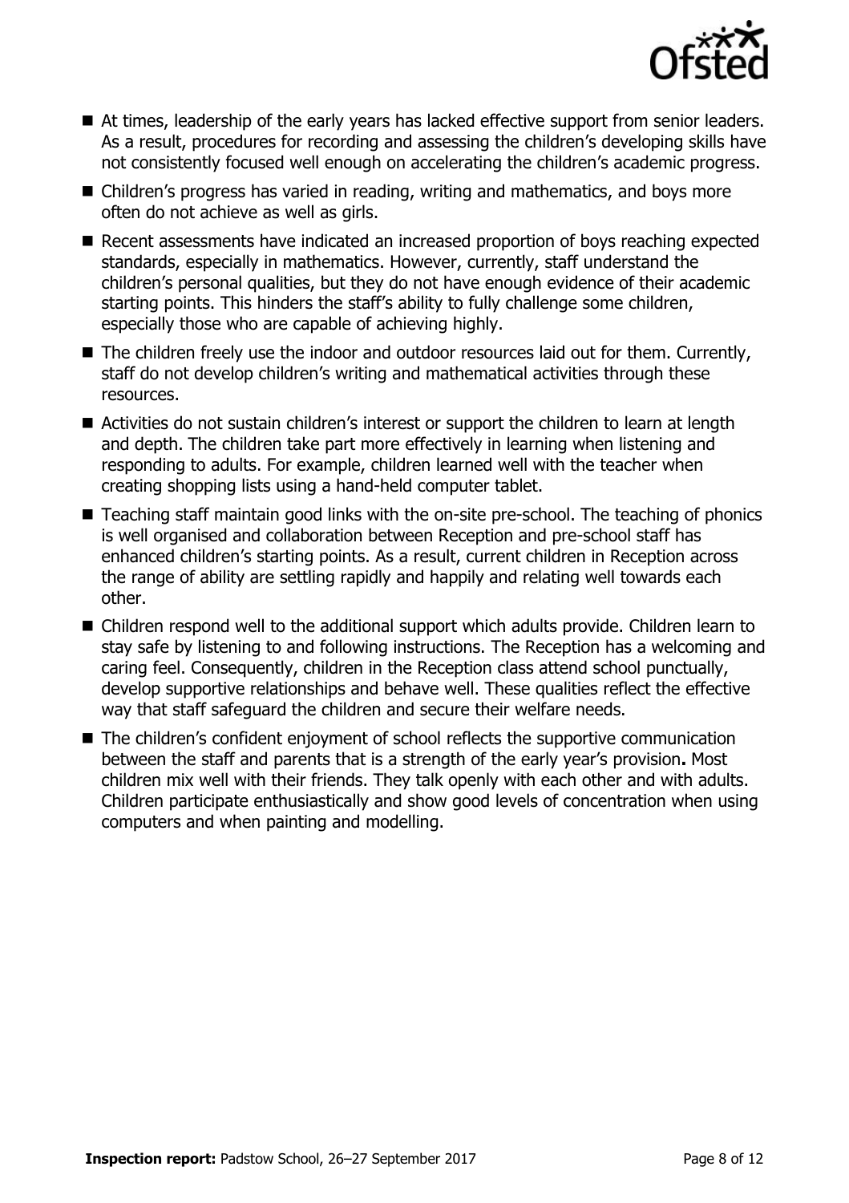- At times, leadership of the early years has lacked effective support from senior leaders. As a result, procedures for recording and assessing the children's developing skills have not consistently focused well enough on accelerating the children's academic progress.
- Children's progress has varied in reading, writing and mathematics, and boys more often do not achieve as well as girls.
- Recent assessments have indicated an increased proportion of boys reaching expected standards, especially in mathematics. However, currently, staff understand the children's personal qualities, but they do not have enough evidence of their academic starting points. This hinders the staff's ability to fully challenge some children, especially those who are capable of achieving highly.
- The children freely use the indoor and outdoor resources laid out for them. Currently, staff do not develop children's writing and mathematical activities through these resources.
- Activities do not sustain children's interest or support the children to learn at length and depth. The children take part more effectively in learning when listening and responding to adults. For example, children learned well with the teacher when creating shopping lists using a hand-held computer tablet.
- Teaching staff maintain good links with the on-site pre-school. The teaching of phonics is well organised and collaboration between Reception and pre-school staff has enhanced children's starting points. As a result, current children in Reception across the range of ability are settling rapidly and happily and relating well towards each other.
- Children respond well to the additional support which adults provide. Children learn to stay safe by listening to and following instructions. The Reception has a welcoming and caring feel. Consequently, children in the Reception class attend school punctually, develop supportive relationships and behave well. These qualities reflect the effective way that staff safeguard the children and secure their welfare needs.
- The children's confident enjoyment of school reflects the supportive communication between the staff and parents that is a strength of the early year's provision**.** Most children mix well with their friends. They talk openly with each other and with adults. Children participate enthusiastically and show good levels of concentration when using computers and when painting and modelling.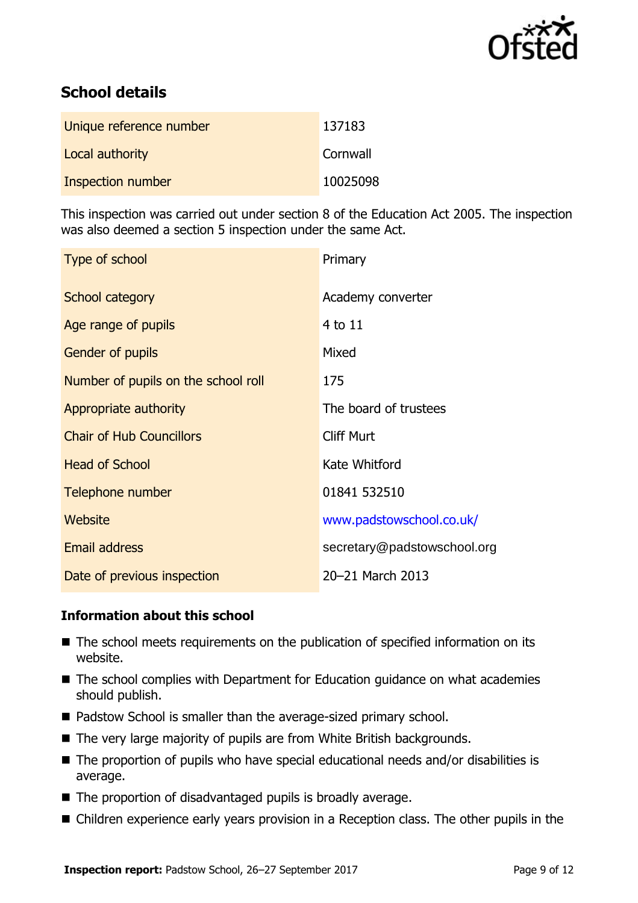## School details

| | |
|---|---|
| Unique reference number | 137183 |
| Local authority | Cornwall |
| Inspection number | 10025098 |

This inspection was carried out under section 8 of the Education Act 2005. The inspection was also deemed a section 5 inspection under the same Act.

| | |
|---|---|
| Type of school | Primary |
| School category | Academy converter |
| Age range of pupils | 4 to 11 |
| Gender of pupils | Mixed |
| Number of pupils on the school roll | 175 |
| Appropriate authority | The board of trustees |
| Chair of Hub Councillors | Cliff Murt |
| Head of School | Kate Whitford |
| Telephone number | 01841 532510 |
| Website | www.padstowschool.co.uk/ |
| Email address | secretary@padstowschool.org |
| Date of previous inspection | 20–21 March 2013 |

### Information about this school

- The school meets requirements on the publication of specified information on its website.
- The school complies with Department for Education guidance on what academies should publish.
- Padstow School is smaller than the average-sized primary school.
- The very large majority of pupils are from White British backgrounds.
- The proportion of pupils who have special educational needs and/or disabilities is average.
- The proportion of disadvantaged pupils is broadly average.
- Children experience early years provision in a Reception class. The other pupils in the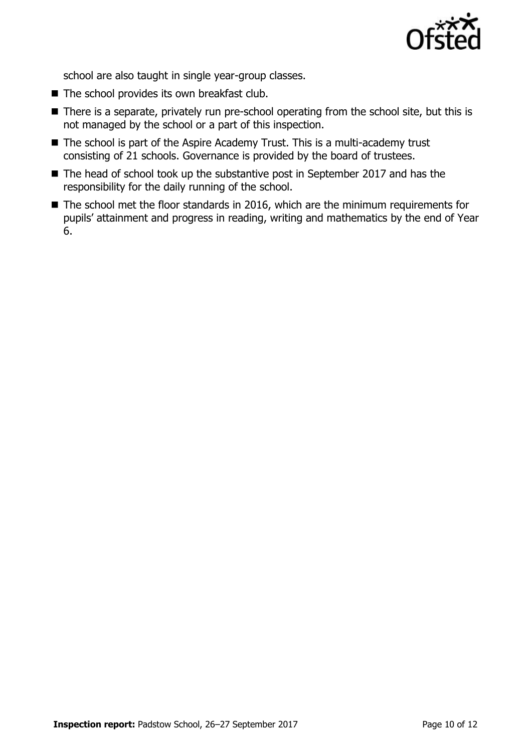school are also taught in single year-group classes.

- The school provides its own breakfast club.
- There is a separate, privately run pre-school operating from the school site, but this is not managed by the school or a part of this inspection.
- The school is part of the Aspire Academy Trust. This is a multi-academy trust consisting of 21 schools. Governance is provided by the board of trustees.
- The head of school took up the substantive post in September 2017 and has the responsibility for the daily running of the school.
- The school met the floor standards in 2016, which are the minimum requirements for pupils' attainment and progress in reading, writing and mathematics by the end of Year 6.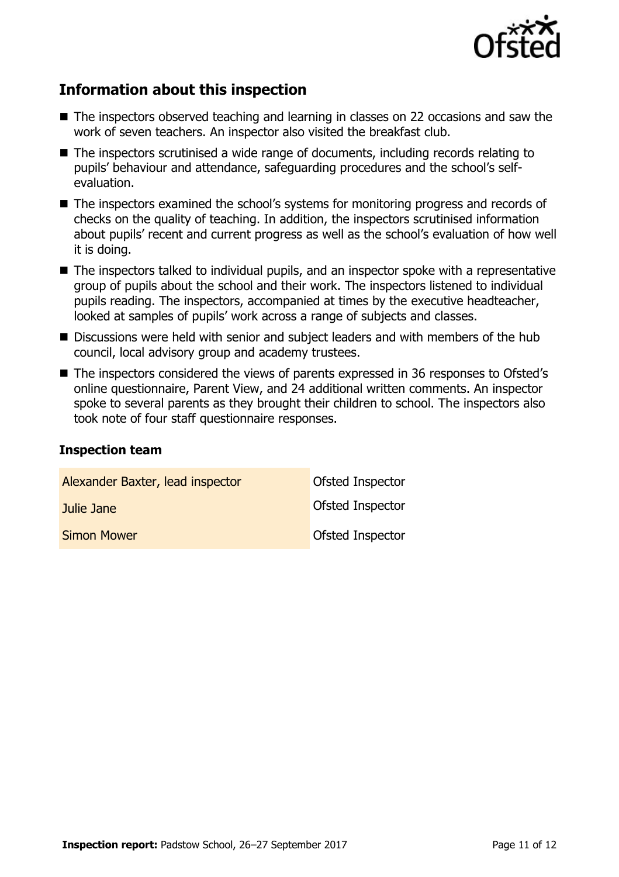## Information about this inspection

- The inspectors observed teaching and learning in classes on 22 occasions and saw the work of seven teachers. An inspector also visited the breakfast club.
- The inspectors scrutinised a wide range of documents, including records relating to pupils' behaviour and attendance, safeguarding procedures and the school's self-evaluation.
- The inspectors examined the school's systems for monitoring progress and records of checks on the quality of teaching. In addition, the inspectors scrutinised information about pupils' recent and current progress as well as the school's evaluation of how well it is doing.
- The inspectors talked to individual pupils, and an inspector spoke with a representative group of pupils about the school and their work. The inspectors listened to individual pupils reading. The inspectors, accompanied at times by the executive headteacher, looked at samples of pupils' work across a range of subjects and classes.
- Discussions were held with senior and subject leaders and with members of the hub council, local advisory group and academy trustees.
- The inspectors considered the views of parents expressed in 36 responses to Ofsted's online questionnaire, Parent View, and 24 additional written comments. An inspector spoke to several parents as they brought their children to school. The inspectors also took note of four staff questionnaire responses.

### Inspection team

| | |
|---|---|
| Alexander Baxter, lead inspector | Ofsted Inspector |
| Julie Jane | Ofsted Inspector |
| Simon Mower | Ofsted Inspector |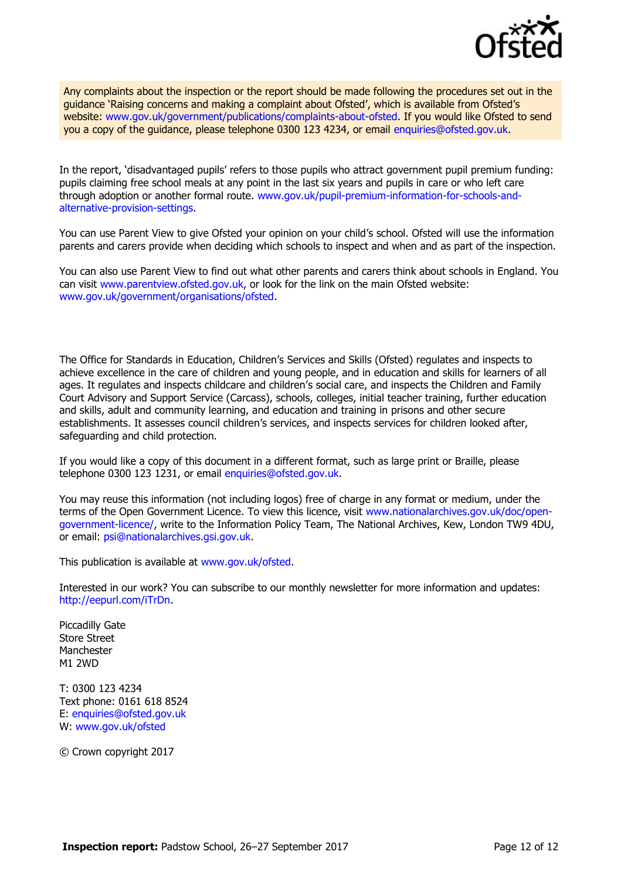Any complaints about the inspection or the report should be made following the procedures set out in the guidance 'Raising concerns and making a complaint about Ofsted', which is available from Ofsted's website: www.gov.uk/government/publications/complaints-about-ofsted. If you would like Ofsted to send you a copy of the guidance, please telephone 0300 123 4234, or email enquiries@ofsted.gov.uk.

In the report, 'disadvantaged pupils' refers to those pupils who attract government pupil premium funding: pupils claiming free school meals at any point in the last six years and pupils in care or who left care through adoption or another formal route. www.gov.uk/pupil-premium-information-for-schools-and-alternative-provision-settings.

You can use Parent View to give Ofsted your opinion on your child's school. Ofsted will use the information parents and carers provide when deciding which schools to inspect and when and as part of the inspection.

You can also use Parent View to find out what other parents and carers think about schools in England. You can visit www.parentview.ofsted.gov.uk, or look for the link on the main Ofsted website: www.gov.uk/government/organisations/ofsted.

The Office for Standards in Education, Children's Services and Skills (Ofsted) regulates and inspects to achieve excellence in the care of children and young people, and in education and skills for learners of all ages. It regulates and inspects childcare and children's social care, and inspects the Children and Family Court Advisory and Support Service (Carcass), schools, colleges, initial teacher training, further education and skills, adult and community learning, and education and training in prisons and other secure establishments. It assesses council children's services, and inspects services for children looked after, safeguarding and child protection.

If you would like a copy of this document in a different format, such as large print or Braille, please telephone 0300 123 1231, or email enquiries@ofsted.gov.uk.

You may reuse this information (not including logos) free of charge in any format or medium, under the terms of the Open Government Licence. To view this licence, visit www.nationalarchives.gov.uk/doc/open-government-licence/, write to the Information Policy Team, The National Archives, Kew, London TW9 4DU, or email: psi@nationalarchives.gsi.gov.uk.

This publication is available at www.gov.uk/ofsted.

Interested in our work? You can subscribe to our monthly newsletter for more information and updates: http://eepurl.com/iTrDn.

Piccadilly Gate  
Store Street  
Manchester  
M1 2WD

T: 0300 123 4234  
Text phone: 0161 618 8524  
E: enquiries@ofsted.gov.uk  
W: www.gov.uk/ofsted

© Crown copyright 2017